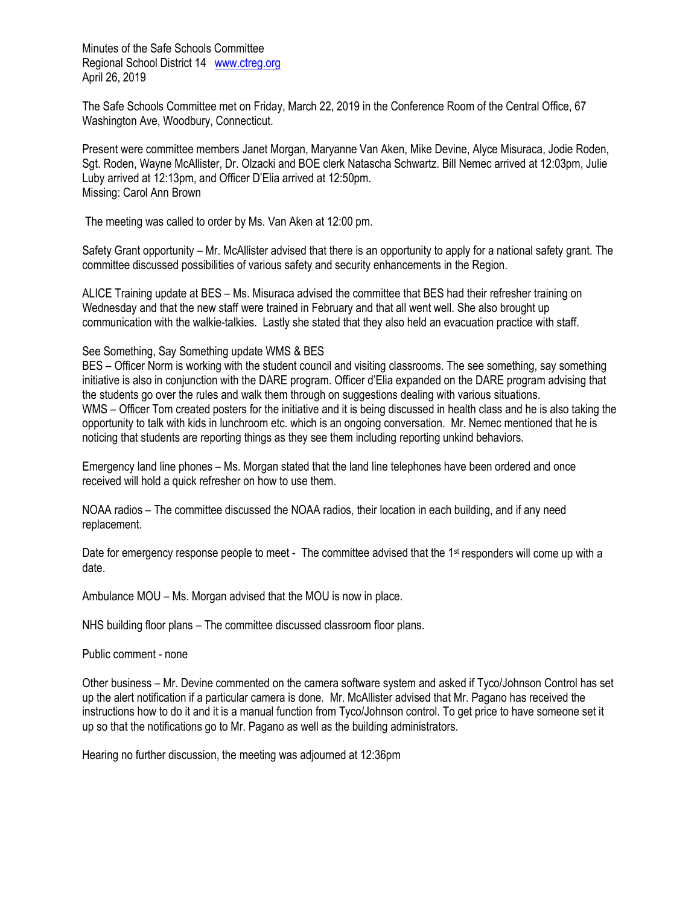Minutes of the Safe Schools Committee
Regional School District 14 www.ctreg.org
April 26, 2019

The Safe Schools Committee met on Friday, March 22, 2019 in the Conference Room of the Central Office, 67 Washington Ave, Woodbury, Connecticut.

Present were committee members Janet Morgan, Maryanne Van Aken, Mike Devine, Alyce Misuraca, Jodie Roden, Sgt. Roden, Wayne McAllister, Dr. Olzacki and BOE clerk Natascha Schwartz. Bill Nemec arrived at 12:03pm, Julie Luby arrived at 12:13pm, and Officer D'Elia arrived at 12:50pm.
Missing: Carol Ann Brown

The meeting was called to order by Ms. Van Aken at 12:00 pm.

Safety Grant opportunity – Mr. McAllister advised that there is an opportunity to apply for a national safety grant. The committee discussed possibilities of various safety and security enhancements in the Region.

ALICE Training update at BES – Ms. Misuraca advised the committee that BES had their refresher training on Wednesday and that the new staff were trained in February and that all went well. She also brought up communication with the walkie-talkies. Lastly she stated that they also held an evacuation practice with staff.

See Something, Say Something update WMS & BES
BES – Officer Norm is working with the student council and visiting classrooms. The see something, say something initiative is also in conjunction with the DARE program. Officer d'Elia expanded on the DARE program advising that the students go over the rules and walk them through on suggestions dealing with various situations.
WMS – Officer Tom created posters for the initiative and it is being discussed in health class and he is also taking the opportunity to talk with kids in lunchroom etc. which is an ongoing conversation. Mr. Nemec mentioned that he is noticing that students are reporting things as they see them including reporting unkind behaviors.

Emergency land line phones – Ms. Morgan stated that the land line telephones have been ordered and once received will hold a quick refresher on how to use them.

NOAA radios – The committee discussed the NOAA radios, their location in each building, and if any need replacement.

Date for emergency response people to meet - The committee advised that the 1st responders will come up with a date.

Ambulance MOU – Ms. Morgan advised that the MOU is now in place.

NHS building floor plans – The committee discussed classroom floor plans.

Public comment - none

Other business – Mr. Devine commented on the camera software system and asked if Tyco/Johnson Control has set up the alert notification if a particular camera is done. Mr. McAllister advised that Mr. Pagano has received the instructions how to do it and it is a manual function from Tyco/Johnson control. To get price to have someone set it up so that the notifications go to Mr. Pagano as well as the building administrators.

Hearing no further discussion, the meeting was adjourned at 12:36pm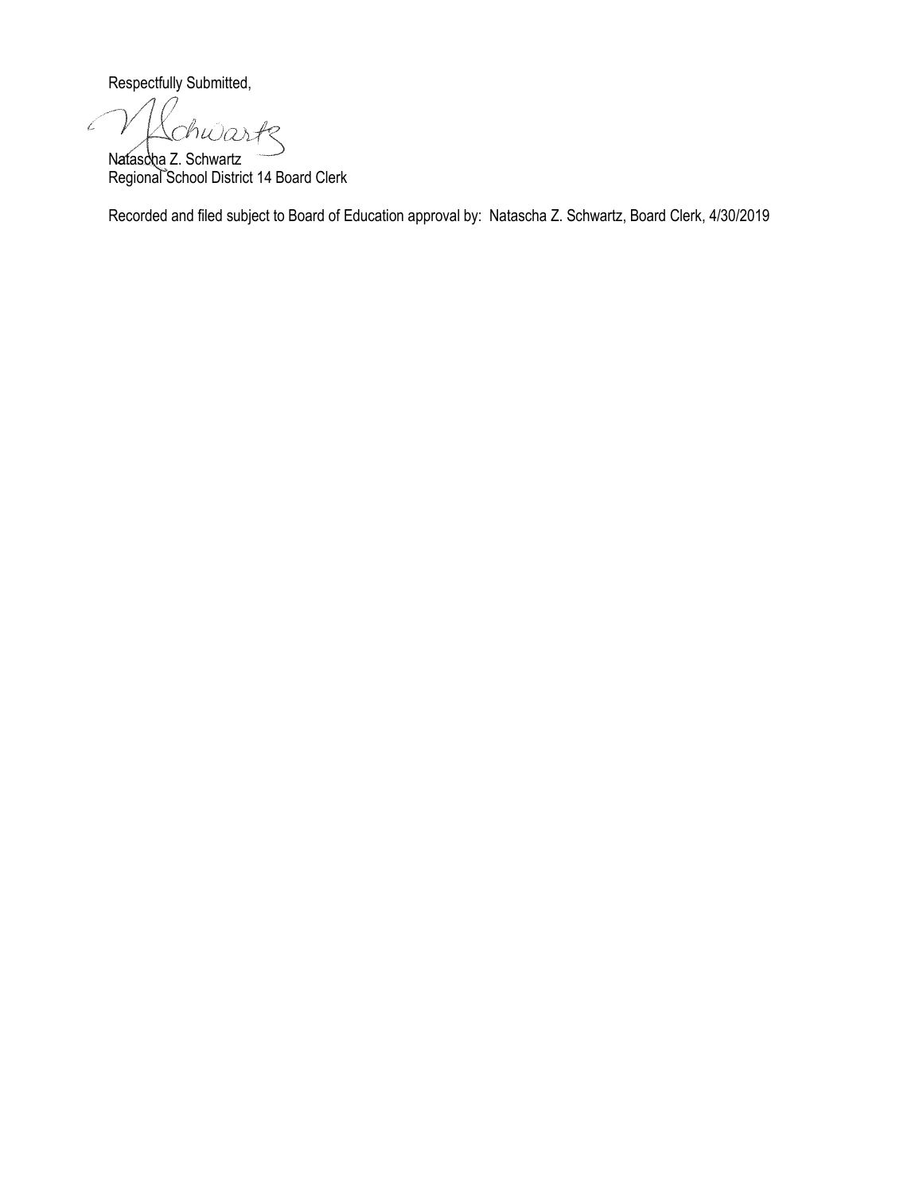Respectfully Submitted,

Natascha Z. Schwartz
Regional School District 14 Board Clerk

Recorded and filed subject to Board of Education approval by: Natascha Z. Schwartz, Board Clerk, 4/30/2019